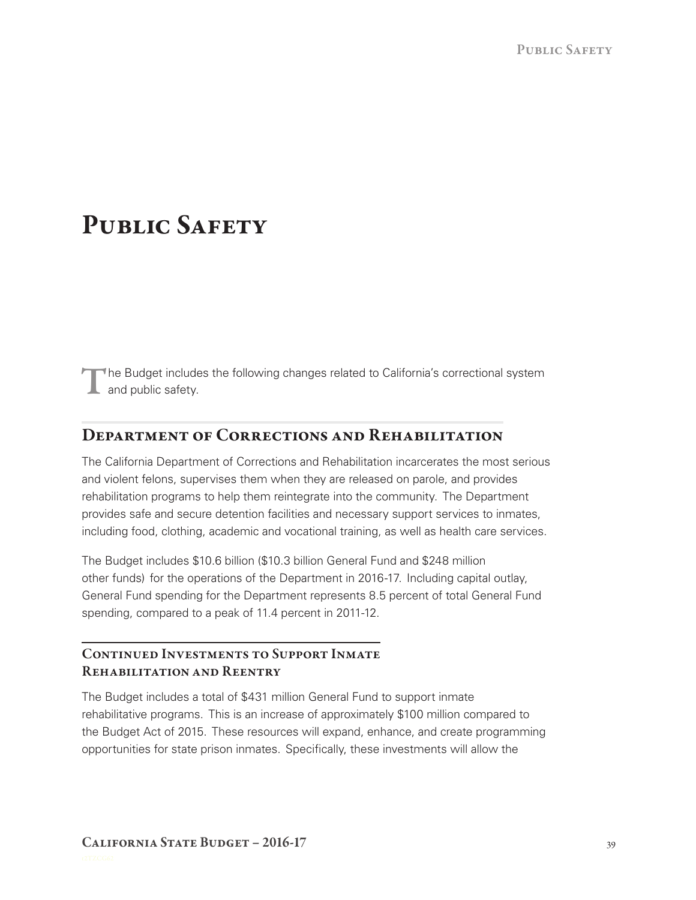# Public Safety

The Budget includes the following changes related to California's correctional system and public safety.

## Department of Corrections and Rehabilitation

The California Department of Corrections and Rehabilitation incarcerates the most serious and violent felons, supervises them when they are released on parole, and provides rehabilitation programs to help them reintegrate into the community. The Department provides safe and secure detention facilities and necessary support services to inmates, including food, clothing, academic and vocational training, as well as health care services.

The Budget includes $10.6 billion ($10.3 billion General Fund and $248 million other funds) for the operations of the Department in 2016-17. Including capital outlay, General Fund spending for the Department represents 8.5 percent of total General Fund spending, compared to a peak of 11.4 percent in 2011-12.

### Continued Investments to Support Inmate Rehabilitation and Reentry

The Budget includes a total of $431 million General Fund to support inmate rehabilitative programs. This is an increase of approximately $100 million compared to the Budget Act of 2015. These resources will expand, enhance, and create programming opportunities for state prison inmates. Specifically, these investments will allow the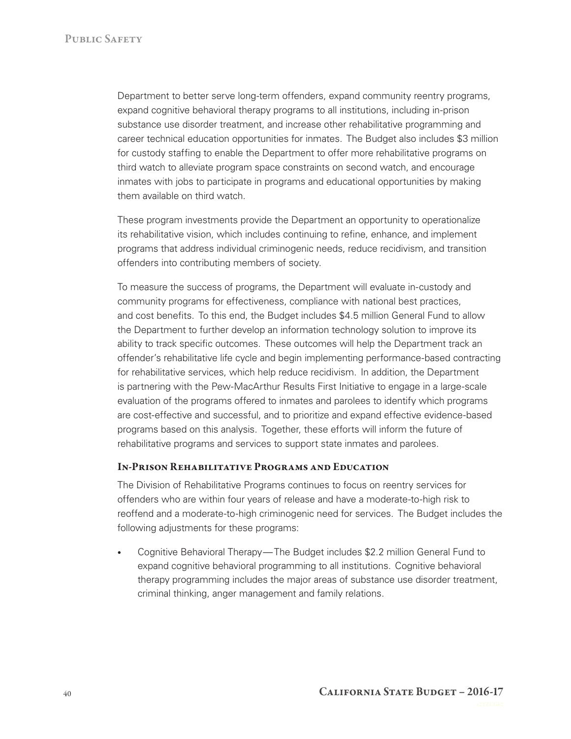Department to better serve long-term offenders, expand community reentry programs, expand cognitive behavioral therapy programs to all institutions, including in-prison substance use disorder treatment, and increase other rehabilitative programming and career technical education opportunities for inmates. The Budget also includes $3 million for custody staffing to enable the Department to offer more rehabilitative programs on third watch to alleviate program space constraints on second watch, and encourage inmates with jobs to participate in programs and educational opportunities by making them available on third watch.

These program investments provide the Department an opportunity to operationalize its rehabilitative vision, which includes continuing to refine, enhance, and implement programs that address individual criminogenic needs, reduce recidivism, and transition offenders into contributing members of society.

To measure the success of programs, the Department will evaluate in-custody and community programs for effectiveness, compliance with national best practices, and cost benefits. To this end, the Budget includes $4.5 million General Fund to allow the Department to further develop an information technology solution to improve its ability to track specific outcomes. These outcomes will help the Department track an offender's rehabilitative life cycle and begin implementing performance-based contracting for rehabilitative services, which help reduce recidivism. In addition, the Department is partnering with the Pew-MacArthur Results First Initiative to engage in a large-scale evaluation of the programs offered to inmates and parolees to identify which programs are cost-effective and successful, and to prioritize and expand effective evidence-based programs based on this analysis. Together, these efforts will inform the future of rehabilitative programs and services to support state inmates and parolees.

### In-Prison Rehabilitative Programs and Education

The Division of Rehabilitative Programs continues to focus on reentry services for offenders who are within four years of release and have a moderate-to-high risk to reoffend and a moderate-to-high criminogenic need for services. The Budget includes the following adjustments for these programs:

- Cognitive Behavioral Therapy—The Budget includes $2.2 million General Fund to expand cognitive behavioral programming to all institutions. Cognitive behavioral therapy programming includes the major areas of substance use disorder treatment, criminal thinking, anger management and family relations.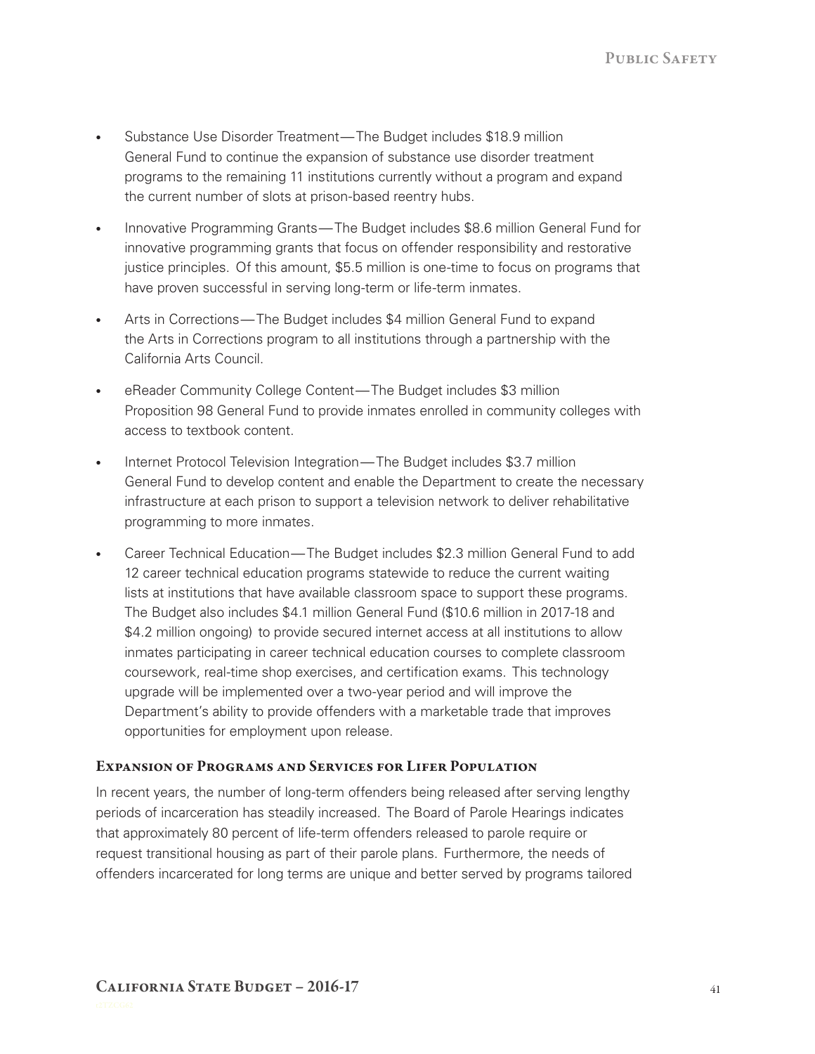- Substance Use Disorder Treatment—The Budget includes $18.9 million General Fund to continue the expansion of substance use disorder treatment programs to the remaining 11 institutions currently without a program and expand the current number of slots at prison-based reentry hubs.
- Innovative Programming Grants—The Budget includes $8.6 million General Fund for innovative programming grants that focus on offender responsibility and restorative justice principles. Of this amount, $5.5 million is one-time to focus on programs that have proven successful in serving long-term or life-term inmates.
- Arts in Corrections—The Budget includes $4 million General Fund to expand the Arts in Corrections program to all institutions through a partnership with the California Arts Council.
- eReader Community College Content—The Budget includes $3 million Proposition 98 General Fund to provide inmates enrolled in community colleges with access to textbook content.
- Internet Protocol Television Integration—The Budget includes $3.7 million General Fund to develop content and enable the Department to create the necessary infrastructure at each prison to support a television network to deliver rehabilitative programming to more inmates.
- Career Technical Education—The Budget includes $2.3 million General Fund to add 12 career technical education programs statewide to reduce the current waiting lists at institutions that have available classroom space to support these programs. The Budget also includes $4.1 million General Fund ($10.6 million in 2017-18 and $4.2 million ongoing) to provide secured internet access at all institutions to allow inmates participating in career technical education courses to complete classroom coursework, real-time shop exercises, and certification exams. This technology upgrade will be implemented over a two-year period and will improve the Department's ability to provide offenders with a marketable trade that improves opportunities for employment upon release.

### Expansion of Programs and Services for Lifer Population

In recent years, the number of long-term offenders being released after serving lengthy periods of incarceration has steadily increased. The Board of Parole Hearings indicates that approximately 80 percent of life-term offenders released to parole require or request transitional housing as part of their parole plans. Furthermore, the needs of offenders incarcerated for long terms are unique and better served by programs tailored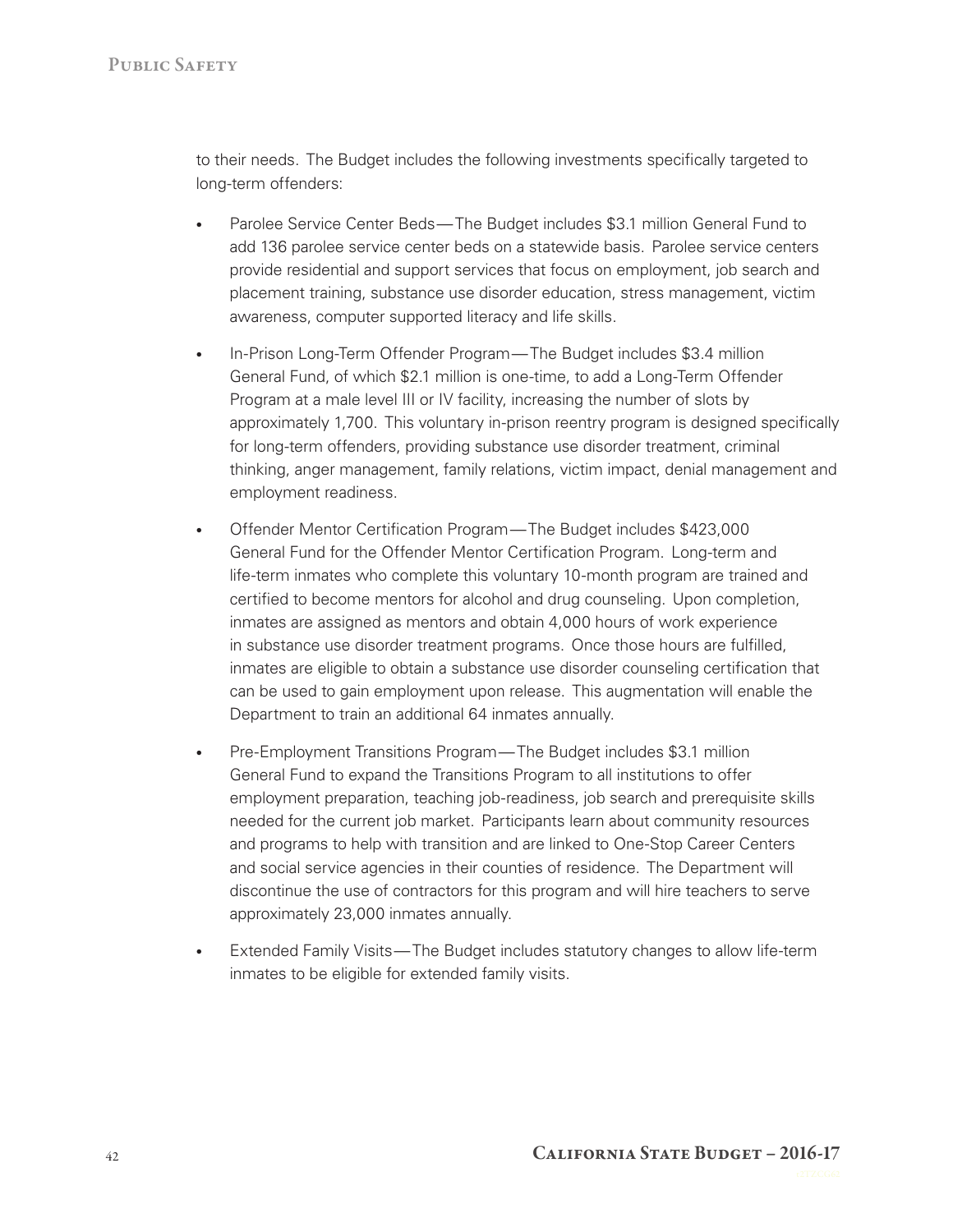to their needs. The Budget includes the following investments specifically targeted to long-term offenders:

- Parolee Service Center Beds — The Budget includes $3.1 million General Fund to add 136 parolee service center beds on a statewide basis. Parolee service centers provide residential and support services that focus on employment, job search and placement training, substance use disorder education, stress management, victim awareness, computer supported literacy and life skills.

- In-Prison Long-Term Offender Program — The Budget includes $3.4 million General Fund, of which $2.1 million is one-time, to add a Long-Term Offender Program at a male level III or IV facility, increasing the number of slots by approximately 1,700. This voluntary in-prison reentry program is designed specifically for long-term offenders, providing substance use disorder treatment, criminal thinking, anger management, family relations, victim impact, denial management and employment readiness.

- Offender Mentor Certification Program — The Budget includes $423,000 General Fund for the Offender Mentor Certification Program. Long-term and life-term inmates who complete this voluntary 10-month program are trained and certified to become mentors for alcohol and drug counseling. Upon completion, inmates are assigned as mentors and obtain 4,000 hours of work experience in substance use disorder treatment programs. Once those hours are fulfilled, inmates are eligible to obtain a substance use disorder counseling certification that can be used to gain employment upon release. This augmentation will enable the Department to train an additional 64 inmates annually.

- Pre-Employment Transitions Program — The Budget includes $3.1 million General Fund to expand the Transitions Program to all institutions to offer employment preparation, teaching job-readiness, job search and prerequisite skills needed for the current job market. Participants learn about community resources and programs to help with transition and are linked to One-Stop Career Centers and social service agencies in their counties of residence. The Department will discontinue the use of contractors for this program and will hire teachers to serve approximately 23,000 inmates annually.

- Extended Family Visits — The Budget includes statutory changes to allow life-term inmates to be eligible for extended family visits.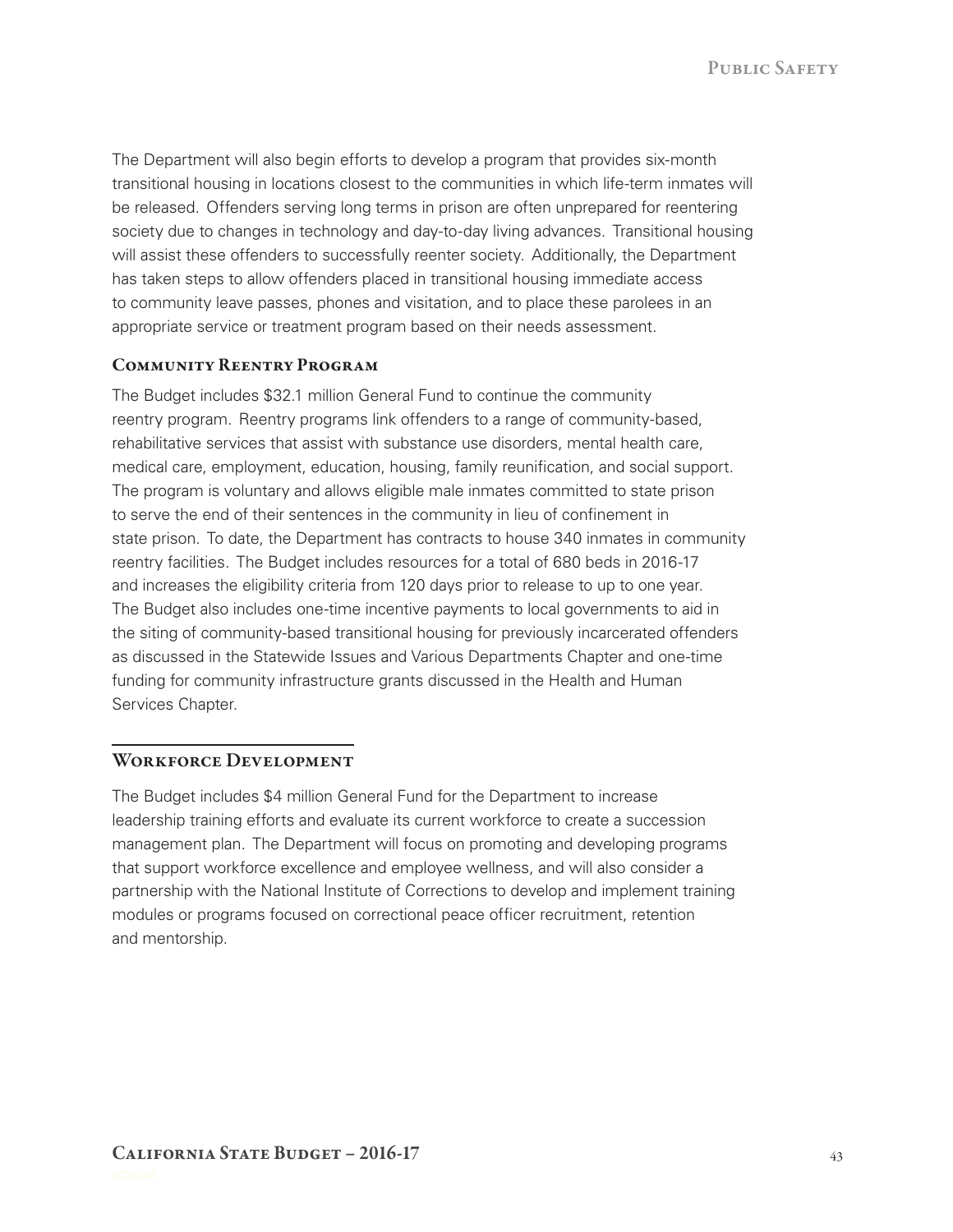The Department will also begin efforts to develop a program that provides six-month transitional housing in locations closest to the communities in which life-term inmates will be released. Offenders serving long terms in prison are often unprepared for reentering society due to changes in technology and day-to-day living advances. Transitional housing will assist these offenders to successfully reenter society. Additionally, the Department has taken steps to allow offenders placed in transitional housing immediate access to community leave passes, phones and visitation, and to place these parolees in an appropriate service or treatment program based on their needs assessment.

### Community Reentry Program

The Budget includes $32.1 million General Fund to continue the community reentry program. Reentry programs link offenders to a range of community-based, rehabilitative services that assist with substance use disorders, mental health care, medical care, employment, education, housing, family reunification, and social support. The program is voluntary and allows eligible male inmates committed to state prison to serve the end of their sentences in the community in lieu of confinement in state prison. To date, the Department has contracts to house 340 inmates in community reentry facilities. The Budget includes resources for a total of 680 beds in 2016-17 and increases the eligibility criteria from 120 days prior to release to up to one year. The Budget also includes one-time incentive payments to local governments to aid in the siting of community-based transitional housing for previously incarcerated offenders as discussed in the Statewide Issues and Various Departments Chapter and one-time funding for community infrastructure grants discussed in the Health and Human Services Chapter.

## Workforce Development

The Budget includes $4 million General Fund for the Department to increase leadership training efforts and evaluate its current workforce to create a succession management plan. The Department will focus on promoting and developing programs that support workforce excellence and employee wellness, and will also consider a partnership with the National Institute of Corrections to develop and implement training modules or programs focused on correctional peace officer recruitment, retention and mentorship.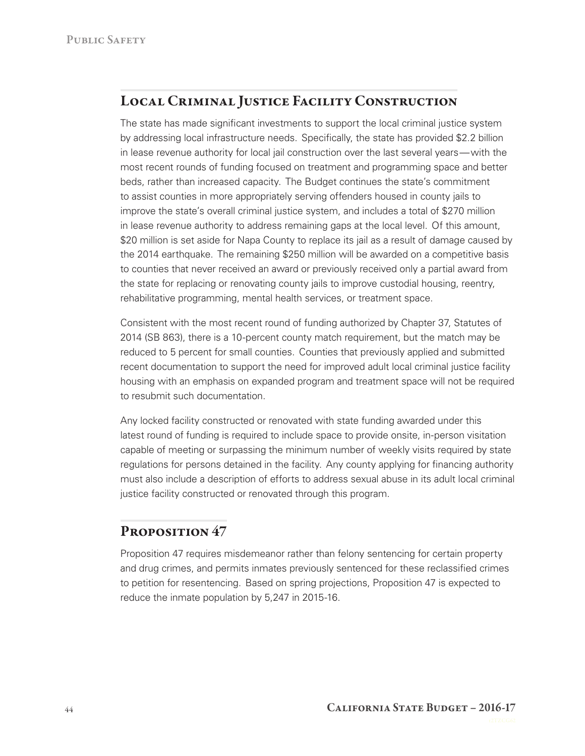## Local Criminal Justice Facility Construction

The state has made significant investments to support the local criminal justice system by addressing local infrastructure needs. Specifically, the state has provided $2.2 billion in lease revenue authority for local jail construction over the last several years—with the most recent rounds of funding focused on treatment and programming space and better beds, rather than increased capacity. The Budget continues the state's commitment to assist counties in more appropriately serving offenders housed in county jails to improve the state's overall criminal justice system, and includes a total of $270 million in lease revenue authority to address remaining gaps at the local level. Of this amount, $20 million is set aside for Napa County to replace its jail as a result of damage caused by the 2014 earthquake. The remaining $250 million will be awarded on a competitive basis to counties that never received an award or previously received only a partial award from the state for replacing or renovating county jails to improve custodial housing, reentry, rehabilitative programming, mental health services, or treatment space.

Consistent with the most recent round of funding authorized by Chapter 37, Statutes of 2014 (SB 863), there is a 10-percent county match requirement, but the match may be reduced to 5 percent for small counties. Counties that previously applied and submitted recent documentation to support the need for improved adult local criminal justice facility housing with an emphasis on expanded program and treatment space will not be required to resubmit such documentation.

Any locked facility constructed or renovated with state funding awarded under this latest round of funding is required to include space to provide onsite, in-person visitation capable of meeting or surpassing the minimum number of weekly visits required by state regulations for persons detained in the facility. Any county applying for financing authority must also include a description of efforts to address sexual abuse in its adult local criminal justice facility constructed or renovated through this program.

## Proposition 47

Proposition 47 requires misdemeanor rather than felony sentencing for certain property and drug crimes, and permits inmates previously sentenced for these reclassified crimes to petition for resentencing. Based on spring projections, Proposition 47 is expected to reduce the inmate population by 5,247 in 2015-16.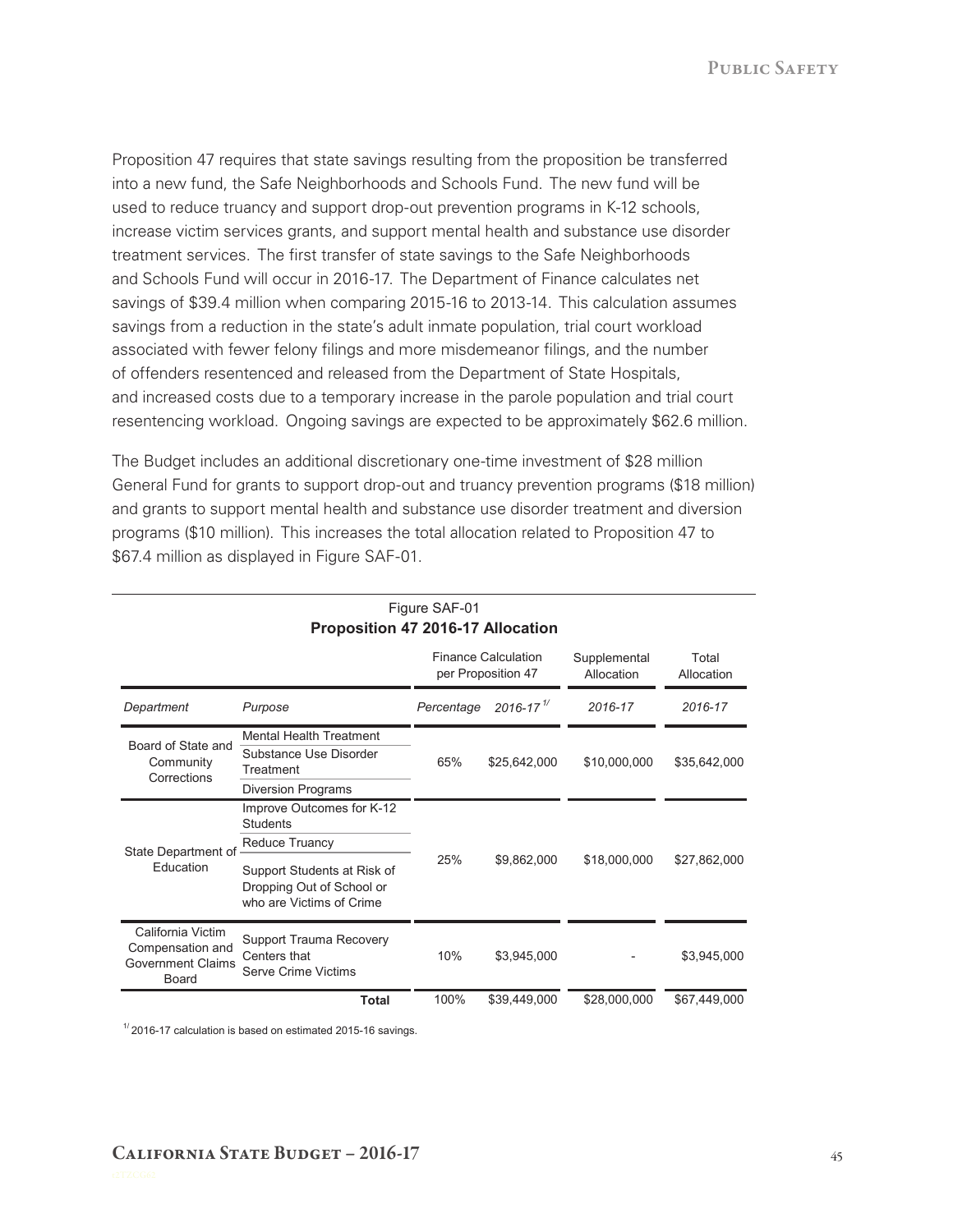Proposition 47 requires that state savings resulting from the proposition be transferred into a new fund, the Safe Neighborhoods and Schools Fund. The new fund will be used to reduce truancy and support drop-out prevention programs in K-12 schools, increase victim services grants, and support mental health and substance use disorder treatment services. The first transfer of state savings to the Safe Neighborhoods and Schools Fund will occur in 2016-17. The Department of Finance calculates net savings of $39.4 million when comparing 2015-16 to 2013-14. This calculation assumes savings from a reduction in the state's adult inmate population, trial court workload associated with fewer felony filings and more misdemeanor filings, and the number of offenders resentenced and released from the Department of State Hospitals, and increased costs due to a temporary increase in the parole population and trial court resentencing workload. Ongoing savings are expected to be approximately $62.6 million.

The Budget includes an additional discretionary one-time investment of $28 million General Fund for grants to support drop-out and truancy prevention programs ($18 million) and grants to support mental health and substance use disorder treatment and diversion programs ($10 million). This increases the total allocation related to Proposition 47 to $67.4 million as displayed in Figure SAF-01.

Figure SAF-01
**Proposition 47 2016-17 Allocation**

| | | Finance Calculation per Proposition 47 | | Supplemental Allocation | Total Allocation |
|---|---|---|---|---|---|
| *Department* | *Purpose* | *Percentage* | *2016-17* [1] | *2016-17* | *2016-17* |
| Board of State and Community Corrections | Mental Health Treatment; Substance Use Disorder Treatment; Diversion Programs | 65% | $25,642,000 | $10,000,000 | $35,642,000 |
| State Department of Education | Improve Outcomes for K-12 Students; Reduce Truancy; Support Students at Risk of Dropping Out of School or who are Victims of Crime | 25% | $9,862,000 | $18,000,000 | $27,862,000 |
| California Victim Compensation and Government Claims Board | Support Trauma Recovery Centers that Serve Crime Victims | 10% | $3,945,000 | - | $3,945,000 |
| | **Total** | 100% | $39,449,000 | $28,000,000 | $67,449,000 |

[1] 2016-17 calculation is based on estimated 2015-16 savings.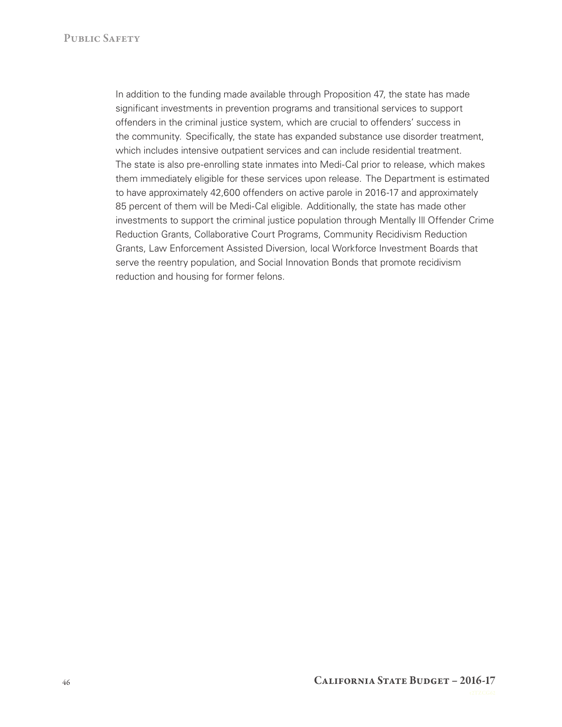In addition to the funding made available through Proposition 47, the state has made significant investments in prevention programs and transitional services to support offenders in the criminal justice system, which are crucial to offenders' success in the community. Specifically, the state has expanded substance use disorder treatment, which includes intensive outpatient services and can include residential treatment. The state is also pre-enrolling state inmates into Medi-Cal prior to release, which makes them immediately eligible for these services upon release. The Department is estimated to have approximately 42,600 offenders on active parole in 2016-17 and approximately 85 percent of them will be Medi-Cal eligible. Additionally, the state has made other investments to support the criminal justice population through Mentally Ill Offender Crime Reduction Grants, Collaborative Court Programs, Community Recidivism Reduction Grants, Law Enforcement Assisted Diversion, local Workforce Investment Boards that serve the reentry population, and Social Innovation Bonds that promote recidivism reduction and housing for former felons.